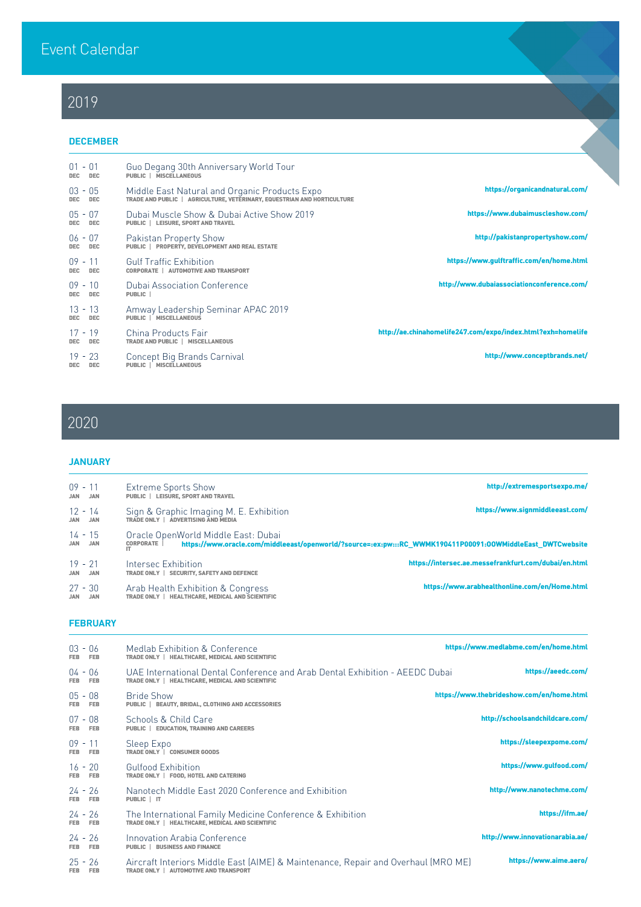# Event Calendar

## 2019

### DECEMBER

| Date | Event | Website |
|---|---|---|
| 01 - 01 DEC DEC | Guo Degang 30th Anniversary World Tour<br>PUBLIC \| MISCELLANEOUS | |
| 03 - 05 DEC DEC | Middle East Natural and Organic Products Expo<br>TRADE AND PUBLIC \| AGRICULTURE, VETERINARY, EQUESTRIAN AND HORTICULTURE | https://organicandnatural.com/ |
| 05 - 07 DEC DEC | Dubai Muscle Show & Dubai Active Show 2019<br>PUBLIC \| LEISURE, SPORT AND TRAVEL | https://www.dubaimuscleshow.com/ |
| 06 - 07 DEC DEC | Pakistan Property Show<br>PUBLIC \| PROPERTY, DEVELOPMENT AND REAL ESTATE | http://pakistanpropertyshow.com/ |
| 09 - 11 DEC DEC | Gulf Traffic Exhibition<br>CORPORATE \| AUTOMOTIVE AND TRANSPORT | https://www.gulftraffic.com/en/home.html |
| 09 - 10 DEC DEC | Dubai Association Conference<br>PUBLIC \| | http://www.dubaiassociationconference.com/ |
| 13 - 13 DEC DEC | Amway Leadership Seminar APAC 2019<br>PUBLIC \| MISCELLANEOUS | |
| 17 - 19 DEC DEC | China Products Fair<br>TRADE AND PUBLIC \| MISCELLANEOUS | http://ae.chinahomelife247.com/expo/index.html?exh=homelife |
| 19 - 23 DEC DEC | Concept Big Brands Carnival<br>PUBLIC \| MISCELLANEOUS | http://www.conceptbrands.net/ |

## 2020

### JANUARY

| Date | Event | Website |
|---|---|---|
| 09 - 11 JAN JAN | Extreme Sports Show<br>PUBLIC \| LEISURE, SPORT AND TRAVEL | http://extremesportsexpo.me/ |
| 12 - 14 JAN JAN | Sign & Graphic Imaging M. E. Exhibition<br>TRADE ONLY \| ADVERTISING AND MEDIA | https://www.signmiddleeast.com/ |
| 14 - 15 JAN JAN | Oracle OpenWorld Middle East: Dubai<br>CORPORATE \| IT | https://www.oracle.com/middleeast/openworld/?source=:ex:pw:::RC_WWMK190411P00091:OOWMiddleEast_DWTCwebsite |
| 19 - 21 JAN JAN | Intersec Exhibition<br>TRADE ONLY \| SECURITY, SAFETY AND DEFENCE | https://intersec.ae.messefrankfurt.com/dubai/en.html |
| 27 - 30 JAN JAN | Arab Health Exhibition & Congress<br>TRADE ONLY \| HEALTHCARE, MEDICAL AND SCIENTIFIC | https://www.arabhealthonline.com/en/Home.html |

### FEBRUARY

| Date | Event | Website |
|---|---|---|
| 03 - 06 FEB FEB | Medlab Exhibition & Conference<br>TRADE ONLY \| HEALTHCARE, MEDICAL AND SCIENTIFIC | https://www.medlabme.com/en/home.html |
| 04 - 06 FEB FEB | UAE International Dental Conference and Arab Dental Exhibition - AEEDC Dubai<br>TRADE ONLY \| HEALTHCARE, MEDICAL AND SCIENTIFIC | https://aeedc.com/ |
| 05 - 08 FEB FEB | Bride Show<br>PUBLIC \| BEAUTY, BRIDAL, CLOTHING AND ACCESSORIES | https://www.thebrideshow.com/en/home.html |
| 07 - 08 FEB FEB | Schools & Child Care<br>PUBLIC \| EDUCATION, TRAINING AND CAREERS | http://schoolsandchildcare.com/ |
| 09 - 11 FEB FEB | Sleep Expo<br>TRADE ONLY \| CONSUMER GOODS | https://sleepexpome.com/ |
| 16 - 20 FEB FEB | Gulfood Exhibition<br>TRADE ONLY \| FOOD, HOTEL AND CATERING | https://www.gulfood.com/ |
| 24 - 26 FEB FEB | Nanotech Middle East 2020 Conference and Exhibition<br>PUBLIC \| IT | http://www.nanotechme.com/ |
| 24 - 26 FEB FEB | The International Family Medicine Conference & Exhibition<br>TRADE ONLY \| HEALTHCARE, MEDICAL AND SCIENTIFIC | https://ifm.ae/ |
| 24 - 26 FEB FEB | Innovation Arabia Conference<br>PUBLIC \| BUSINESS AND FINANCE | http://www.innovationarabia.ae/ |
| 25 - 26 FEB FEB | Aircraft Interiors Middle East (AIME) & Maintenance, Repair and Overhaul (MRO ME)<br>TRADE ONLY \| AUTOMOTIVE AND TRANSPORT | https://www.aime.aero/ |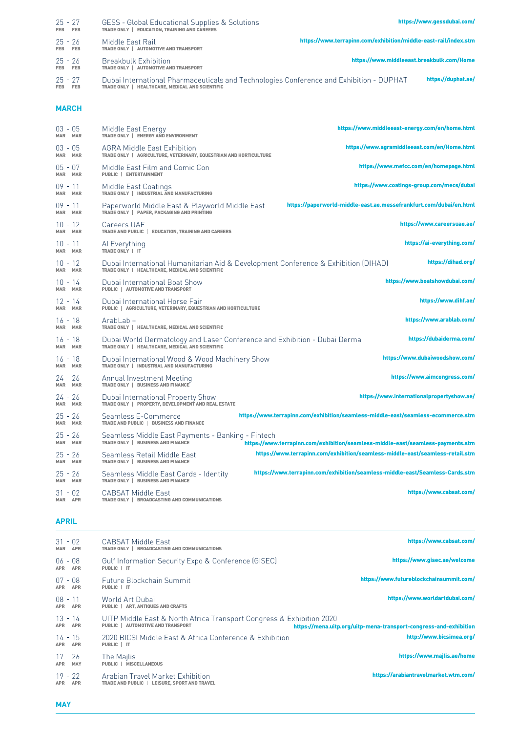| Dates | Event | Website |
|---|---|---|
| 25 - 27 FEB FEB | GESS - Global Educational Supplies & Solutions<br>TRADE ONLY \| EDUCATION, TRAINING AND CAREERS | https://www.gessdubai.com/ |
| 25 - 26 FEB FEB | Middle East Rail<br>TRADE ONLY \| AUTOMOTIVE AND TRANSPORT | https://www.terrapinn.com/exhibition/middle-east-rail/index.stm |
| 25 - 26 FEB FEB | Breakbulk Exhibition<br>TRADE ONLY \| AUTOMOTIVE AND TRANSPORT | https://www.middleeast.breakbulk.com/Home |
| 25 - 27 FEB FEB | Dubai International Pharmaceuticals and Technologies Conference and Exhibition - DUPHAT<br>TRADE ONLY \| HEALTHCARE, MEDICAL AND SCIENTIFIC | https://duphat.ae/ |

## MARCH

| Dates | Event | Website |
|---|---|---|
| 03 - 05 MAR MAR | Middle East Energy<br>TRADE ONLY \| ENERGY AND ENVIRONMENT | https://www.middleeast-energy.com/en/home.html |
| 03 - 05 MAR MAR | AGRA Middle East Exhibition<br>TRADE ONLY \| AGRICULTURE, VETERINARY, EQUESTRIAN AND HORTICULTURE | https://www.agramiddleeast.com/en/Home.html |
| 05 - 07 MAR MAR | Middle East Film and Comic Con<br>PUBLIC \| ENTERTAINMENT | https://www.mefcc.com/en/homepage.html |
| 09 - 11 MAR MAR | Middle East Coatings<br>TRADE ONLY \| INDUSTRIAL AND MANUFACTURING | https://www.coatings-group.com/mecs/dubai |
| 09 - 11 MAR MAR | Paperworld Middle East & Playworld Middle East<br>TRADE ONLY \| PAPER, PACKAGING AND PRINTING | https://paperworld-middle-east.ae.messefrankfurt.com/dubai/en.html |
| 10 - 12 MAR MAR | Careers UAE<br>TRADE AND PUBLIC \| EDUCATION, TRAINING AND CAREERS | https://www.careersuae.ae/ |
| 10 - 11 MAR MAR | AI Everything<br>TRADE ONLY \| IT | https://ai-everything.com/ |
| 10 - 12 MAR MAR | Dubai International Humanitarian Aid & Development Conference & Exhibition (DIHAD)<br>TRADE ONLY \| HEALTHCARE, MEDICAL AND SCIENTIFIC | https://dihad.org/ |
| 10 - 14 MAR MAR | Dubai International Boat Show<br>PUBLIC \| AUTOMOTIVE AND TRANSPORT | https://www.boatshowdubai.com/ |
| 12 - 14 MAR MAR | Dubai International Horse Fair<br>PUBLIC \| AGRICULTURE, VETERINARY, EQUESTRIAN AND HORTICULTURE | https://www.dihf.ae/ |
| 16 - 18 MAR MAR | ArabLab +<br>TRADE ONLY \| HEALTHCARE, MEDICAL AND SCIENTIFIC | https://www.arablab.com/ |
| 16 - 18 MAR MAR | Dubai World Dermatology and Laser Conference and Exhibition - Dubai Derma<br>TRADE ONLY \| HEALTHCARE, MEDICAL AND SCIENTIFIC | https://dubaiderma.com/ |
| 16 - 18 MAR MAR | Dubai International Wood & Wood Machinery Show<br>TRADE ONLY \| INDUSTRIAL AND MANUFACTURING | https://www.dubaiwoodshow.com/ |
| 24 - 26 MAR MAR | Annual Investment Meeting<br>TRADE ONLY \| BUSINESS AND FINANCE | https://www.aimcongress.com/ |
| 24 - 26 MAR MAR | Dubai International Property Show<br>TRADE ONLY \| PROPERTY, DEVELOPMENT AND REAL ESTATE | https://www.internationalpropertyshow.ae/ |
| 25 - 26 MAR MAR | Seamless E-Commerce<br>TRADE AND PUBLIC \| BUSINESS AND FINANCE | https://www.terrapinn.com/exhibition/seamless-middle-east/seamless-ecommerce.stm |
| 25 - 26 MAR MAR | Seamless Middle East Payments - Banking - Fintech<br>TRADE ONLY \| BUSINESS AND FINANCE | https://www.terrapinn.com/exhibition/seamless-middle-east/seamless-payments.stm |
| 25 - 26 MAR MAR | Seamless Retail Middle East<br>TRADE ONLY \| BUSINESS AND FINANCE | https://www.terrapinn.com/exhibition/seamless-middle-east/seamless-retail.stm |
| 25 - 26 MAR MAR | Seamless Middle East Cards - Identity<br>TRADE ONLY \| BUSINESS AND FINANCE | https://www.terrapinn.com/exhibition/seamless-middle-east/Seamless-Cards.stm |
| 31 - 02 MAR APR | CABSAT Middle East<br>TRADE ONLY \| BROADCASTING AND COMMUNICATIONS | https://www.cabsat.com/ |

## APRIL

| Dates | Event | Website |
|---|---|---|
| 31 - 02 MAR APR | CABSAT Middle East<br>TRADE ONLY \| BROADCASTING AND COMMUNICATIONS | https://www.cabsat.com/ |
| 06 - 08 APR APR | Gulf Information Security Expo & Conference (GISEC)<br>PUBLIC \| IT | https://www.gisec.ae/welcome |
| 07 - 08 APR APR | Future Blockchain Summit<br>PUBLIC \| IT | https://www.futureblockchainsummit.com/ |
| 08 - 11 APR APR | World Art Dubai<br>PUBLIC \| ART, ANTIQUES AND CRAFTS | https://www.worldartdubai.com/ |
| 13 - 14 APR APR | UITP Middle East & North Africa Transport Congress & Exhibition 2020<br>PUBLIC \| AUTOMOTIVE AND TRANSPORT | https://mena.uitp.org/uitp-mena-transport-congress-and-exhibition |
| 14 - 15 APR APR | 2020 BICSI Middle East & Africa Conference & Exhibition<br>PUBLIC \| IT | http://www.bicsimea.org/ |
| 17 - 26 APR MAY | The Majlis<br>PUBLIC \| MISCELLANEOUS | https://www.majlis.ae/home |
| 19 - 22 APR APR | Arabian Travel Market Exhibition<br>TRADE AND PUBLIC \| LEISURE, SPORT AND TRAVEL | https://arabiantravelmarket.wtm.com/ |

## MAY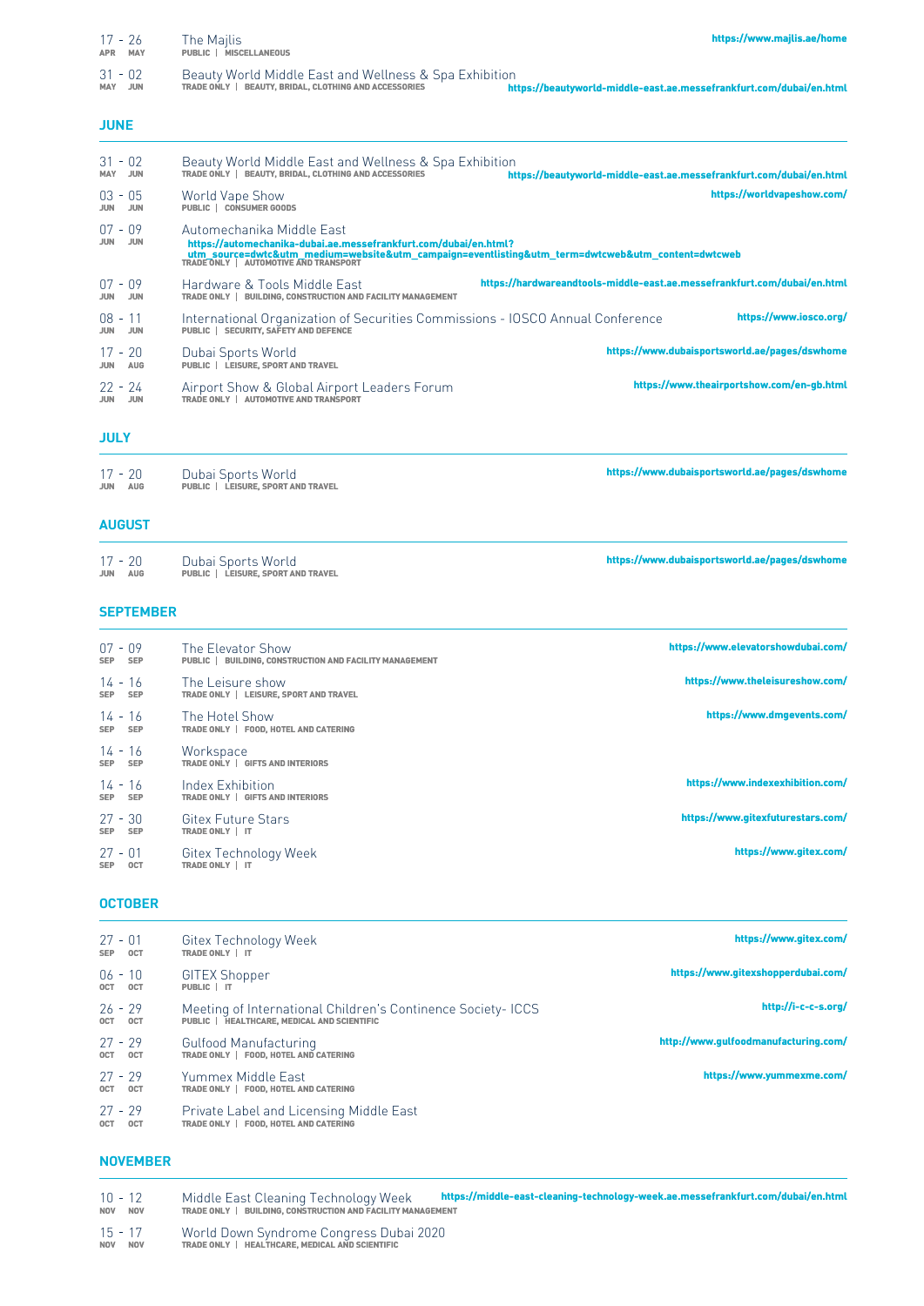17 - 26 APR MAY | The Majlis | PUBLIC | MISCELLANEOUS | https://www.majlis.ae/home

31 - 02 MAY JUN | Beauty World Middle East and Wellness & Spa Exhibition | TRADE ONLY | BEAUTY, BRIDAL, CLOTHING AND ACCESSORIES | https://beautyworld-middle-east.ae.messefrankfurt.com/dubai/en.html

## JUNE

| Dates | Event | Category | Website |
|---|---|---|---|
| 31 - 02 MAY JUN | Beauty World Middle East and Wellness & Spa Exhibition | TRADE ONLY \| BEAUTY, BRIDAL, CLOTHING AND ACCESSORIES | https://beautyworld-middle-east.ae.messefrankfurt.com/dubai/en.html |
| 03 - 05 JUN JUN | World Vape Show | PUBLIC \| CONSUMER GOODS | https://worldvapeshow.com/ |
| 07 - 09 JUN JUN | Automechanika Middle East | TRADE ONLY \| AUTOMOTIVE AND TRANSPORT | https://automechanika-dubai.ae.messefrankfurt.com/dubai/en.html?utm_source=dwtc&utm_medium=website&utm_campaign=eventlisting&utm_term=dwtcweb&utm_content=dwtcweb |
| 07 - 09 JUN JUN | Hardware & Tools Middle East | TRADE ONLY \| BUILDING, CONSTRUCTION AND FACILITY MANAGEMENT | https://hardwareandtools-middle-east.ae.messefrankfurt.com/dubai/en.html |
| 08 - 11 JUN JUN | International Organization of Securities Commissions - IOSCO Annual Conference | PUBLIC \| SECURITY, SAFETY AND DEFENCE | https://www.iosco.org/ |
| 17 - 20 JUN AUG | Dubai Sports World | PUBLIC \| LEISURE, SPORT AND TRAVEL | https://www.dubaisportsworld.ae/pages/dswhome |
| 22 - 24 JUN JUN | Airport Show & Global Airport Leaders Forum | TRADE ONLY \| AUTOMOTIVE AND TRANSPORT | https://www.theairportshow.com/en-gb.html |

## JULY

| Dates | Event | Category | Website |
|---|---|---|---|
| 17 - 20 JUN AUG | Dubai Sports World | PUBLIC \| LEISURE, SPORT AND TRAVEL | https://www.dubaisportsworld.ae/pages/dswhome |

## AUGUST

| Dates | Event | Category | Website |
|---|---|---|---|
| 17 - 20 JUN AUG | Dubai Sports World | PUBLIC \| LEISURE, SPORT AND TRAVEL | https://www.dubaisportsworld.ae/pages/dswhome |

## SEPTEMBER

| Dates | Event | Category | Website |
|---|---|---|---|
| 07 - 09 SEP SEP | The Elevator Show | PUBLIC \| BUILDING, CONSTRUCTION AND FACILITY MANAGEMENT | https://www.elevatorshowdubai.com/ |
| 14 - 16 SEP SEP | The Leisure show | TRADE ONLY \| LEISURE, SPORT AND TRAVEL | https://www.theleisureshow.com/ |
| 14 - 16 SEP SEP | The Hotel Show | TRADE ONLY \| FOOD, HOTEL AND CATERING | https://www.dmgevents.com/ |
| 14 - 16 SEP SEP | Workspace | TRADE ONLY \| GIFTS AND INTERIORS | |
| 14 - 16 SEP SEP | Index Exhibition | TRADE ONLY \| GIFTS AND INTERIORS | https://www.indexexhibition.com/ |
| 27 - 30 SEP SEP | Gitex Future Stars | TRADE ONLY \| IT | https://www.gitexfuturestars.com/ |
| 27 - 01 SEP OCT | Gitex Technology Week | TRADE ONLY \| IT | https://www.gitex.com/ |

## OCTOBER

| Dates | Event | Category | Website |
|---|---|---|---|
| 27 - 01 SEP OCT | Gitex Technology Week | TRADE ONLY \| IT | https://www.gitex.com/ |
| 06 - 10 OCT OCT | GITEX Shopper | PUBLIC \| IT | https://www.gitexshopperdubai.com/ |
| 26 - 29 OCT OCT | Meeting of International Children's Continence Society- ICCS | PUBLIC \| HEALTHCARE, MEDICAL AND SCIENTIFIC | http://i-c-c-s.org/ |
| 27 - 29 OCT OCT | Gulfood Manufacturing | TRADE ONLY \| FOOD, HOTEL AND CATERING | http://www.gulfoodmanufacturing.com/ |
| 27 - 29 OCT OCT | Yummex Middle East | TRADE ONLY \| FOOD, HOTEL AND CATERING | https://www.yummexme.com/ |
| 27 - 29 OCT OCT | Private Label and Licensing Middle East | TRADE ONLY \| FOOD, HOTEL AND CATERING | |

## NOVEMBER

| Dates | Event | Category | Website |
|---|---|---|---|
| 10 - 12 NOV NOV | Middle East Cleaning Technology Week | TRADE ONLY \| BUILDING, CONSTRUCTION AND FACILITY MANAGEMENT | https://middle-east-cleaning-technology-week.ae.messefrankfurt.com/dubai/en.html |
| 15 - 17 NOV NOV | World Down Syndrome Congress Dubai 2020 | TRADE ONLY \| HEALTHCARE, MEDICAL AND SCIENTIFIC | |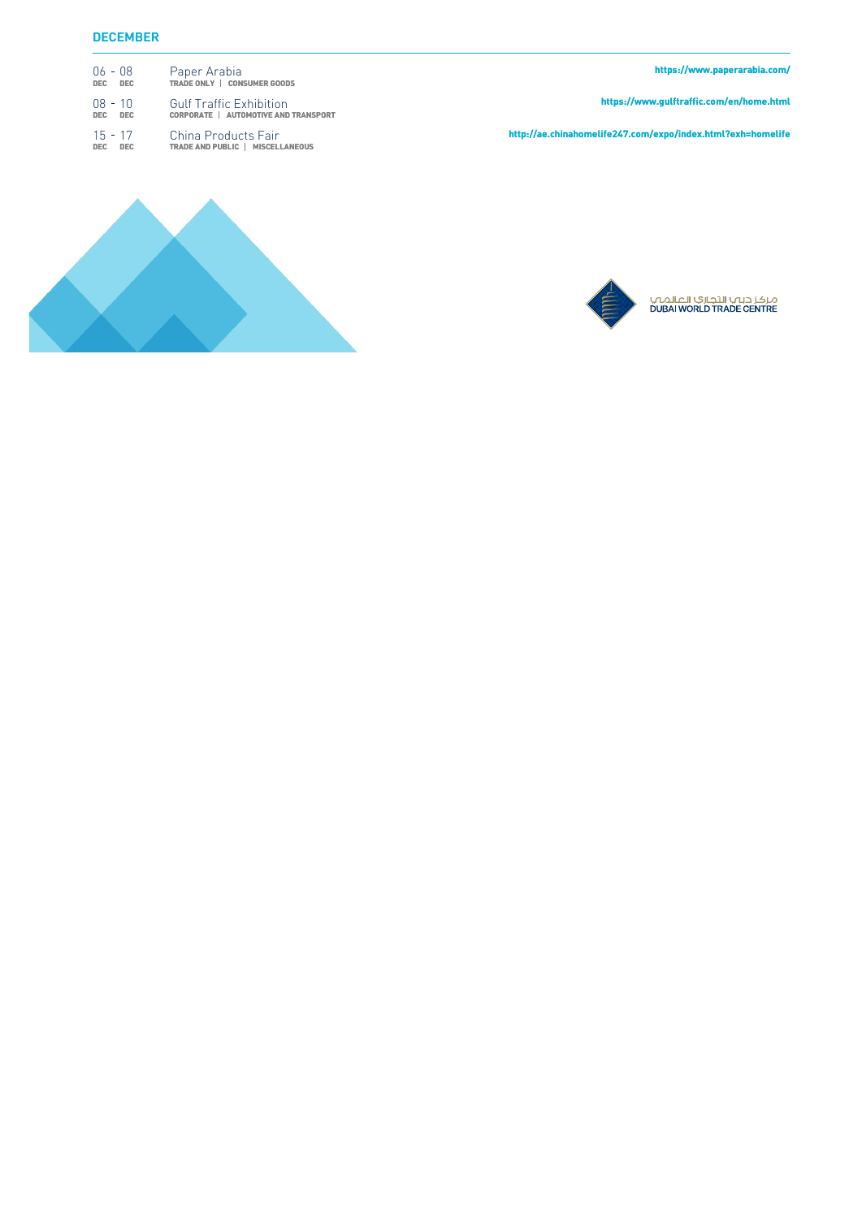## DECEMBER

| | | |
|---|---|---|
| 06 - 08<br>DEC DEC | Paper Arabia<br>TRADE ONLY \| CONSUMER GOODS | https://www.paperarabia.com/ |
| 08 - 10<br>DEC DEC | Gulf Traffic Exhibition<br>CORPORATE \| AUTOMOTIVE AND TRANSPORT | https://www.gulftraffic.com/en/home.html |
| 15 - 17<br>DEC DEC | China Products Fair<br>TRADE AND PUBLIC \| MISCELLANEOUS | http://ae.chinahomelife247.com/expo/index.html?exh=homelife |

مركز دبي التجاري العالمي
DUBAI WORLD TRADE CENTRE